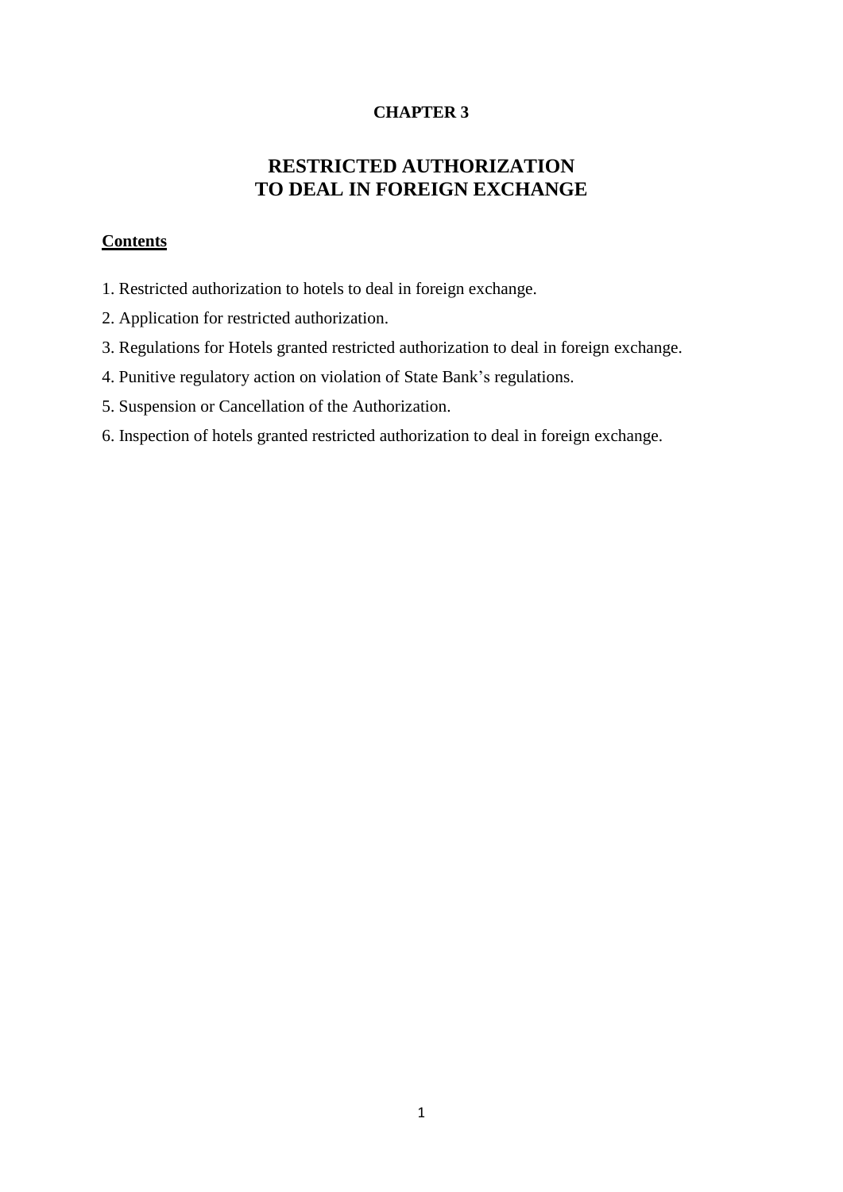**CHAPTER 3**

# RESTRICTED AUTHORIZATION TO DEAL IN FOREIGN EXCHANGE

**Contents**

1. Restricted authorization to hotels to deal in foreign exchange.
2. Application for restricted authorization.
3. Regulations for Hotels granted restricted authorization to deal in foreign exchange.
4. Punitive regulatory action on violation of State Bank's regulations.
5. Suspension or Cancellation of the Authorization.
6. Inspection of hotels granted restricted authorization to deal in foreign exchange.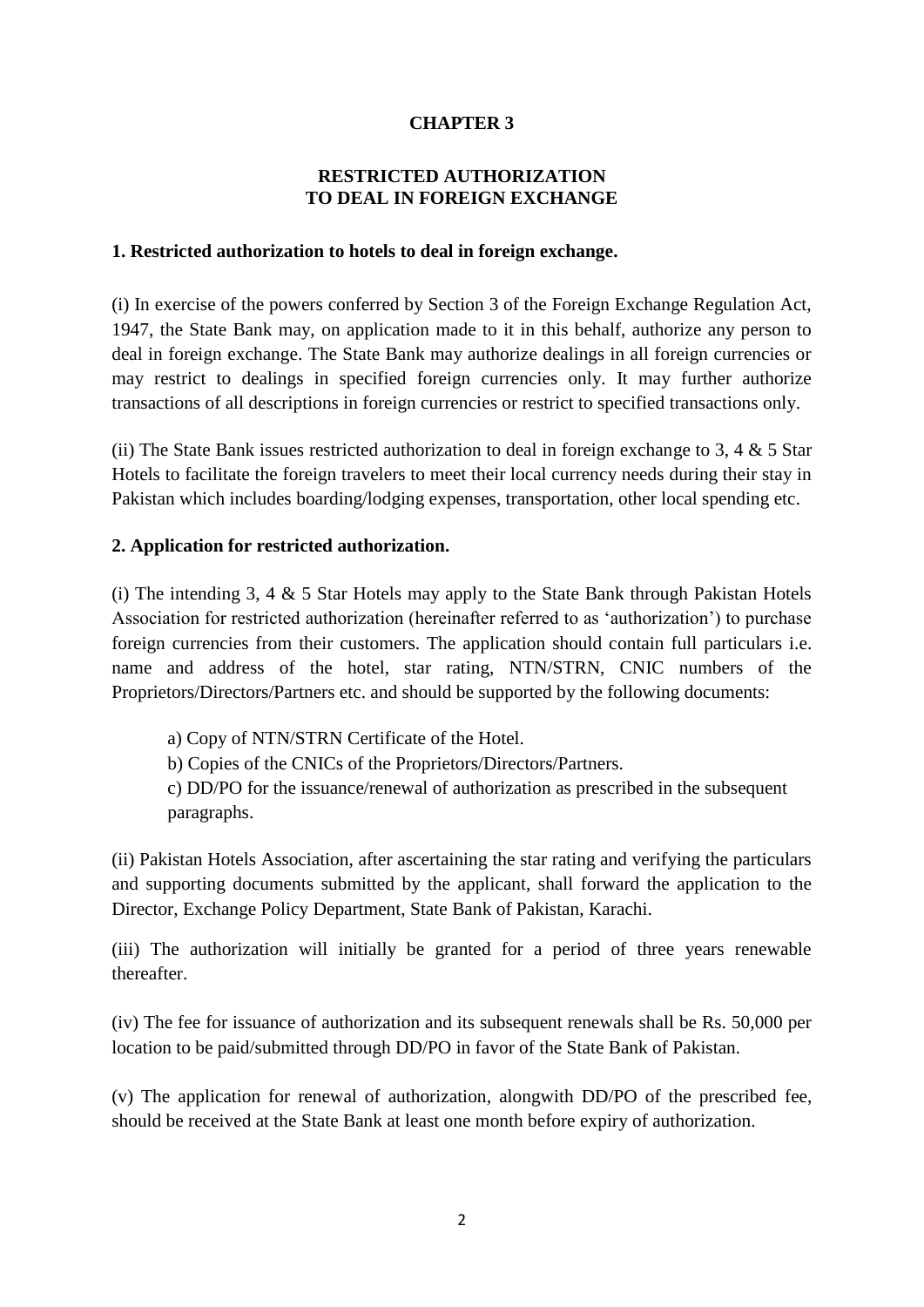# CHAPTER 3

## RESTRICTED AUTHORIZATION TO DEAL IN FOREIGN EXCHANGE

### 1. Restricted authorization to hotels to deal in foreign exchange.

(i) In exercise of the powers conferred by Section 3 of the Foreign Exchange Regulation Act, 1947, the State Bank may, on application made to it in this behalf, authorize any person to deal in foreign exchange. The State Bank may authorize dealings in all foreign currencies or may restrict to dealings in specified foreign currencies only. It may further authorize transactions of all descriptions in foreign currencies or restrict to specified transactions only.

(ii) The State Bank issues restricted authorization to deal in foreign exchange to 3, 4 & 5 Star Hotels to facilitate the foreign travelers to meet their local currency needs during their stay in Pakistan which includes boarding/lodging expenses, transportation, other local spending etc.

### 2. Application for restricted authorization.

(i) The intending 3, 4 & 5 Star Hotels may apply to the State Bank through Pakistan Hotels Association for restricted authorization (hereinafter referred to as 'authorization') to purchase foreign currencies from their customers. The application should contain full particulars i.e. name and address of the hotel, star rating, NTN/STRN, CNIC numbers of the Proprietors/Directors/Partners etc. and should be supported by the following documents:

a) Copy of NTN/STRN Certificate of the Hotel.
b) Copies of the CNICs of the Proprietors/Directors/Partners.
c) DD/PO for the issuance/renewal of authorization as prescribed in the subsequent paragraphs.

(ii) Pakistan Hotels Association, after ascertaining the star rating and verifying the particulars and supporting documents submitted by the applicant, shall forward the application to the Director, Exchange Policy Department, State Bank of Pakistan, Karachi.

(iii) The authorization will initially be granted for a period of three years renewable thereafter.

(iv) The fee for issuance of authorization and its subsequent renewals shall be Rs. 50,000 per location to be paid/submitted through DD/PO in favor of the State Bank of Pakistan.

(v) The application for renewal of authorization, alongwith DD/PO of the prescribed fee, should be received at the State Bank at least one month before expiry of authorization.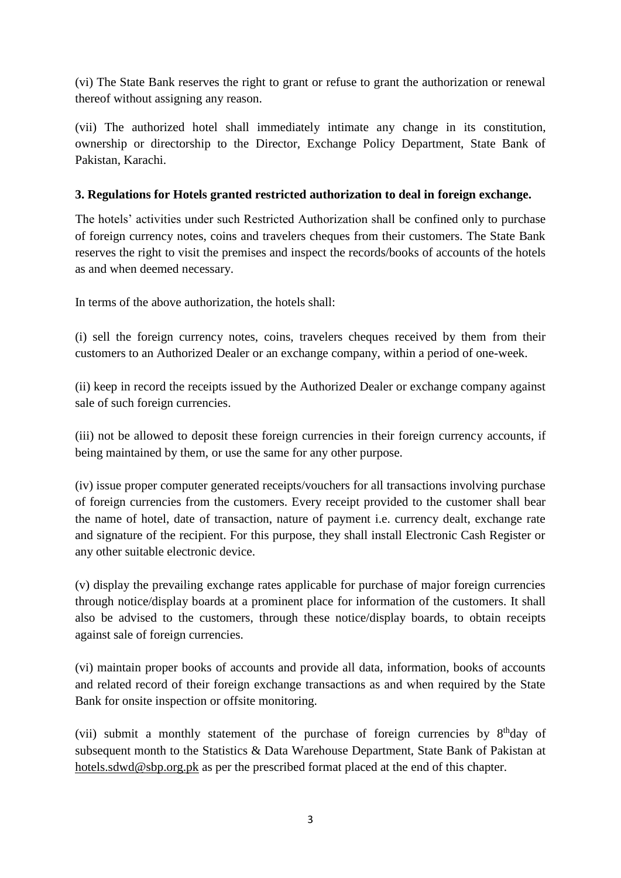(vi) The State Bank reserves the right to grant or refuse to grant the authorization or renewal thereof without assigning any reason.

(vii) The authorized hotel shall immediately intimate any change in its constitution, ownership or directorship to the Director, Exchange Policy Department, State Bank of Pakistan, Karachi.

### 3. Regulations for Hotels granted restricted authorization to deal in foreign exchange.

The hotels' activities under such Restricted Authorization shall be confined only to purchase of foreign currency notes, coins and travelers cheques from their customers. The State Bank reserves the right to visit the premises and inspect the records/books of accounts of the hotels as and when deemed necessary.

In terms of the above authorization, the hotels shall:

(i) sell the foreign currency notes, coins, travelers cheques received by them from their customers to an Authorized Dealer or an exchange company, within a period of one-week.

(ii) keep in record the receipts issued by the Authorized Dealer or exchange company against sale of such foreign currencies.

(iii) not be allowed to deposit these foreign currencies in their foreign currency accounts, if being maintained by them, or use the same for any other purpose.

(iv) issue proper computer generated receipts/vouchers for all transactions involving purchase of foreign currencies from the customers. Every receipt provided to the customer shall bear the name of hotel, date of transaction, nature of payment i.e. currency dealt, exchange rate and signature of the recipient. For this purpose, they shall install Electronic Cash Register or any other suitable electronic device.

(v) display the prevailing exchange rates applicable for purchase of major foreign currencies through notice/display boards at a prominent place for information of the customers. It shall also be advised to the customers, through these notice/display boards, to obtain receipts against sale of foreign currencies.

(vi) maintain proper books of accounts and provide all data, information, books of accounts and related record of their foreign exchange transactions as and when required by the State Bank for onsite inspection or offsite monitoring.

(vii) submit a monthly statement of the purchase of foreign currencies by 8th day of subsequent month to the Statistics & Data Warehouse Department, State Bank of Pakistan at hotels.sdwd@sbp.org.pk as per the prescribed format placed at the end of this chapter.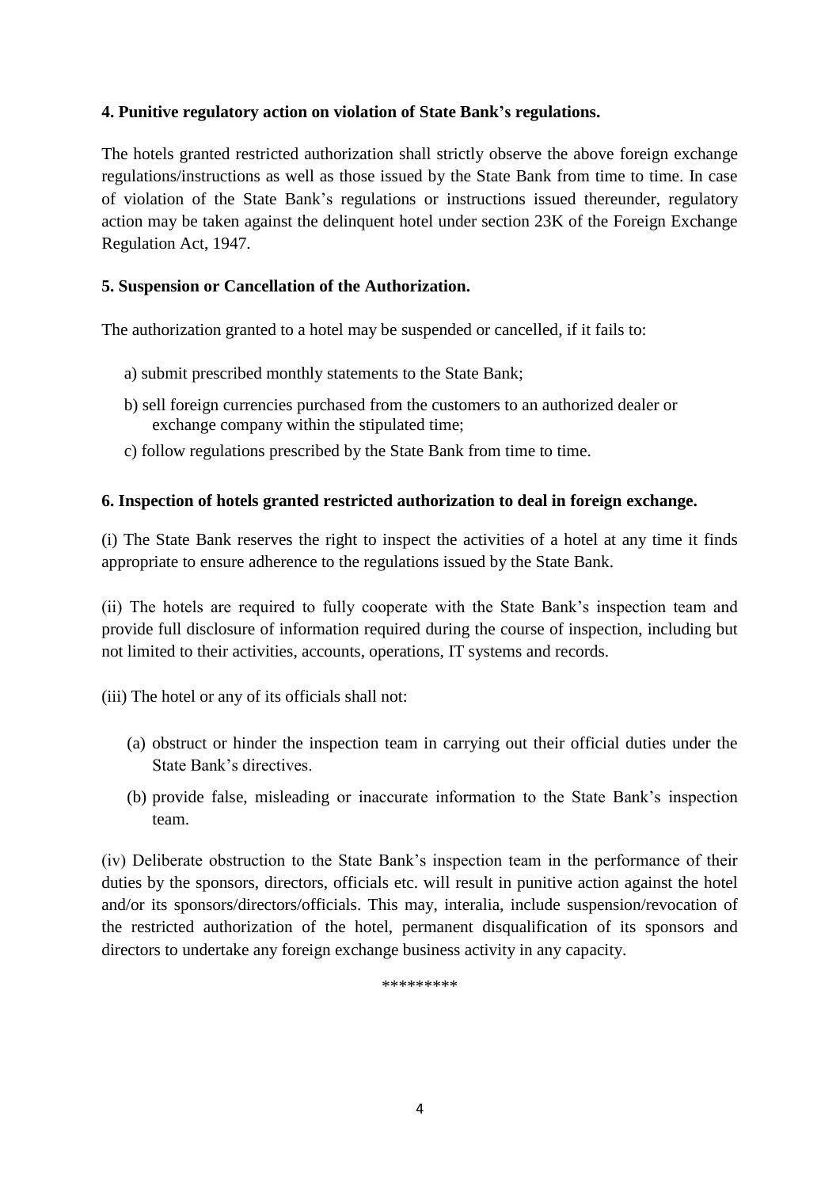**4. Punitive regulatory action on violation of State Bank's regulations.**

The hotels granted restricted authorization shall strictly observe the above foreign exchange regulations/instructions as well as those issued by the State Bank from time to time. In case of violation of the State Bank's regulations or instructions issued thereunder, regulatory action may be taken against the delinquent hotel under section 23K of the Foreign Exchange Regulation Act, 1947.

**5. Suspension or Cancellation of the Authorization.**

The authorization granted to a hotel may be suspended or cancelled, if it fails to:

a) submit prescribed monthly statements to the State Bank;

b) sell foreign currencies purchased from the customers to an authorized dealer or exchange company within the stipulated time;

c) follow regulations prescribed by the State Bank from time to time.

**6. Inspection of hotels granted restricted authorization to deal in foreign exchange.**

(i) The State Bank reserves the right to inspect the activities of a hotel at any time it finds appropriate to ensure adherence to the regulations issued by the State Bank.

(ii) The hotels are required to fully cooperate with the State Bank's inspection team and provide full disclosure of information required during the course of inspection, including but not limited to their activities, accounts, operations, IT systems and records.

(iii) The hotel or any of its officials shall not:

(a) obstruct or hinder the inspection team in carrying out their official duties under the State Bank's directives.

(b) provide false, misleading or inaccurate information to the State Bank's inspection team.

(iv) Deliberate obstruction to the State Bank's inspection team in the performance of their duties by the sponsors, directors, officials etc. will result in punitive action against the hotel and/or its sponsors/directors/officials. This may, interalia, include suspension/revocation of the restricted authorization of the hotel, permanent disqualification of its sponsors and directors to undertake any foreign exchange business activity in any capacity.

*********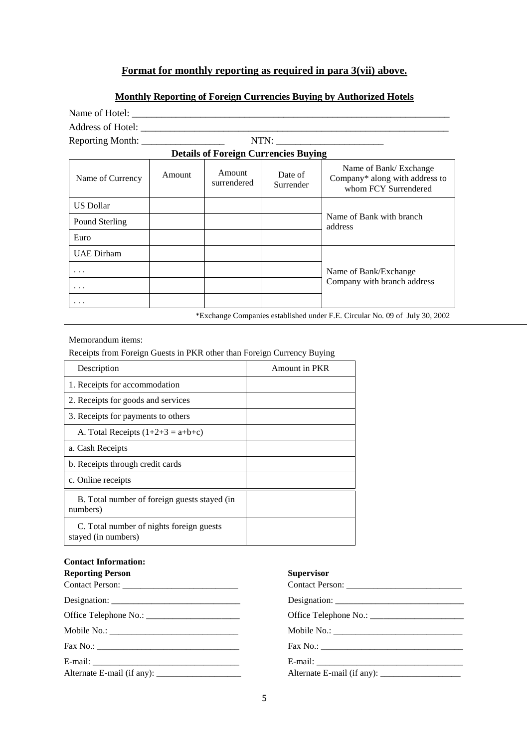## Format for monthly reporting as required in para 3(vii) above.

### Monthly Reporting of Foreign Currencies Buying by Authorized Hotels

Name of Hotel: ___________________________________________________________________

Address of Hotel: _________________________________________________________________

Reporting Month: ________________ NTN: _____________________

**Details of Foreign Currencies Buying**

| Name of Currency | Amount | Amount surrendered | Date of Surrender | Name of Bank/ Exchange Company* along with address to whom FCY Surrendered |
|---|---|---|---|---|
| US Dollar | | | | Name of Bank with branch address |
| Pound Sterling | | | | |
| Euro | | | | |
| UAE Dirham | | | | Name of Bank/Exchange Company with branch address |
| . . . | | | | |
| . . . | | | | |
| . . . | | | | |

*Exchange Companies established under F.E. Circular No. 09 of July 30, 2002

Memorandum items:

Receipts from Foreign Guests in PKR other than Foreign Currency Buying

| Description | Amount in PKR |
|---|---|
| 1. Receipts for accommodation | |
| 2. Receipts for goods and services | |
| 3. Receipts for payments to others | |
| A. Total Receipts (1+2+3 = a+b+c) | |
| a. Cash Receipts | |
| b. Receipts through credit cards | |
| c. Online receipts | |
| B. Total number of foreign guests stayed (in numbers) | |
| C. Total number of nights foreign guests stayed (in numbers) | |

**Contact Information:**

**Reporting Person**

Contact Person: __________________________

Designation: _____________________________

Office Telephone No.: _____________________

Mobile No.: _____________________________

Fax No.: ________________________________

E-mail: _________________________________

Alternate E-mail (if any): ___________________

**Supervisor**

Contact Person: __________________________

Designation: _____________________________

Office Telephone No.: _____________________

Mobile No.: _____________________________

Fax No.: ________________________________

E-mail: _________________________________

Alternate E-mail (if any): ___________________